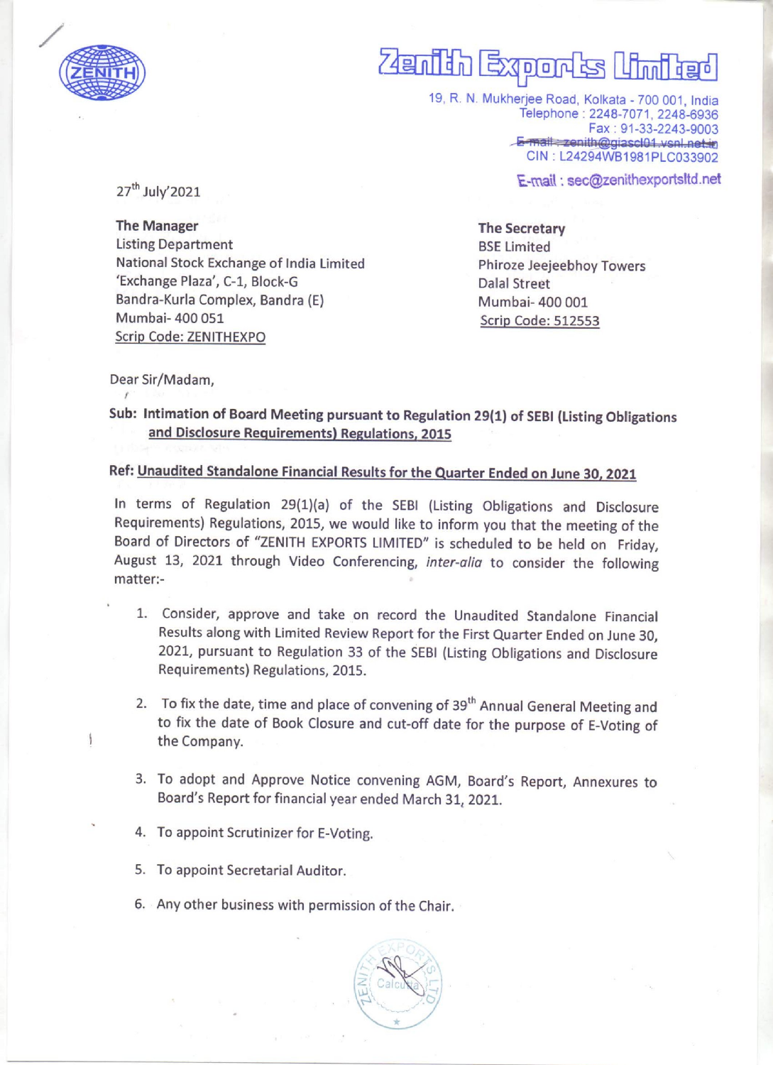# Zenith Exports Limited

19, R. N. Mukherjee Road, Kolkata - 700 001, India
Telephone : 2248-7071, 2248-6936
Fax : 91-33-2243-9003
~~E-mail : zenith@giascl01.vsnl.net.in~~
CIN : L24294WB1981PLC033902
E-mail : sec@zenithexportsltd.net

27[th] July'2021

**The Manager**
Listing Department
National Stock Exchange of India Limited
'Exchange Plaza', C-1, Block-G
Bandra-Kurla Complex, Bandra (E)
Mumbai- 400 051
Scrip Code: ZENITHEXPO

**The Secretary**
BSE Limited
Phiroze Jeejeebhoy Towers
Dalal Street
Mumbai- 400 001
Scrip Code: 512553

Dear Sir/Madam,

**Sub: Intimation of Board Meeting pursuant to Regulation 29(1) of SEBI (Listing Obligations and Disclosure Requirements) Regulations, 2015**

**Ref: Unaudited Standalone Financial Results for the Quarter Ended on June 30, 2021**

In terms of Regulation 29(1)(a) of the SEBI (Listing Obligations and Disclosure Requirements) Regulations, 2015, we would like to inform you that the meeting of the Board of Directors of "ZENITH EXPORTS LIMITED" is scheduled to be held on Friday, August 13, 2021 through Video Conferencing, *inter-alia* to consider the following matter:-

1. Consider, approve and take on record the Unaudited Standalone Financial Results along with Limited Review Report for the First Quarter Ended on June 30, 2021, pursuant to Regulation 33 of the SEBI (Listing Obligations and Disclosure Requirements) Regulations, 2015.
2. To fix the date, time and place of convening of 39[th] Annual General Meeting and to fix the date of Book Closure and cut-off date for the purpose of E-Voting of the Company.
3. To adopt and Approve Notice convening AGM, Board's Report, Annexures to Board's Report for financial year ended March 31, 2021.
4. To appoint Scrutinizer for E-Voting.
5. To appoint Secretarial Auditor.
6. Any other business with permission of the Chair.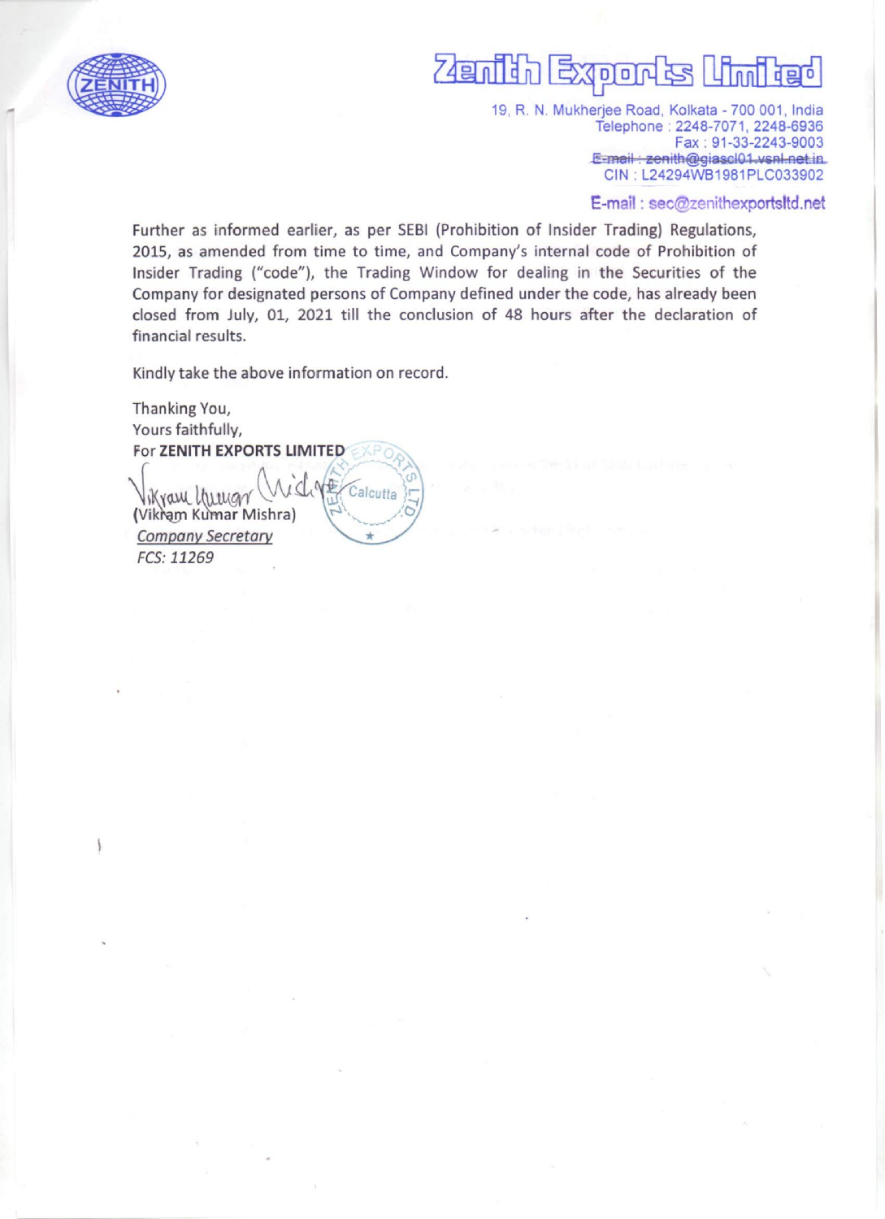# Zenith Exports Limited

19, R. N. Mukherjee Road, Kolkata - 700 001, India
Telephone : 2248-7071, 2248-6936
Fax : 91-33-2243-9003
~~E-mail : zenith@giascl01.vsnl.net.in~~
CIN : L24294WB1981PLC033902

E-mail : sec@zenithexportsltd.net

Further as informed earlier, as per SEBI (Prohibition of Insider Trading) Regulations, 2015, as amended from time to time, and Company's internal code of Prohibition of Insider Trading ("code"), the Trading Window for dealing in the Securities of the Company for designated persons of Company defined under the code, has already been closed from July, 01, 2021 till the conclusion of 48 hours after the declaration of financial results.

Kindly take the above information on record.

Thanking You,
Yours faithfully,
For **ZENITH EXPORTS LIMITED**

(Vikram Kumar Mishra)
*Company Secretary*
*FCS: 11269*